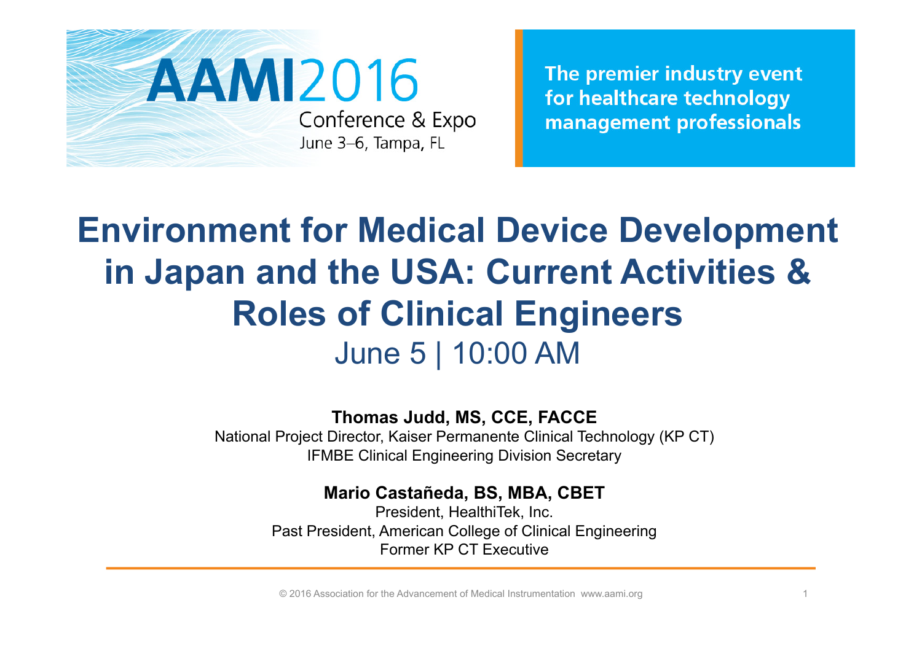AAMI2016 Conference & Expo
June 3–6, Tampa, FL

The premier industry event for healthcare technology management professionals

# Environment for Medical Device Development in Japan and the USA: Current Activities & Roles of Clinical Engineers

June 5 | 10:00 AM

**Thomas Judd, MS, CCE, FACCE**
National Project Director, Kaiser Permanente Clinical Technology (KP CT)
IFMBE Clinical Engineering Division Secretary

**Mario Castañeda, BS, MBA, CBET**
President, HealthiTek, Inc.
Past President, American College of Clinical Engineering
Former KP CT Executive

© 2016 Association for the Advancement of Medical Instrumentation www.aami.org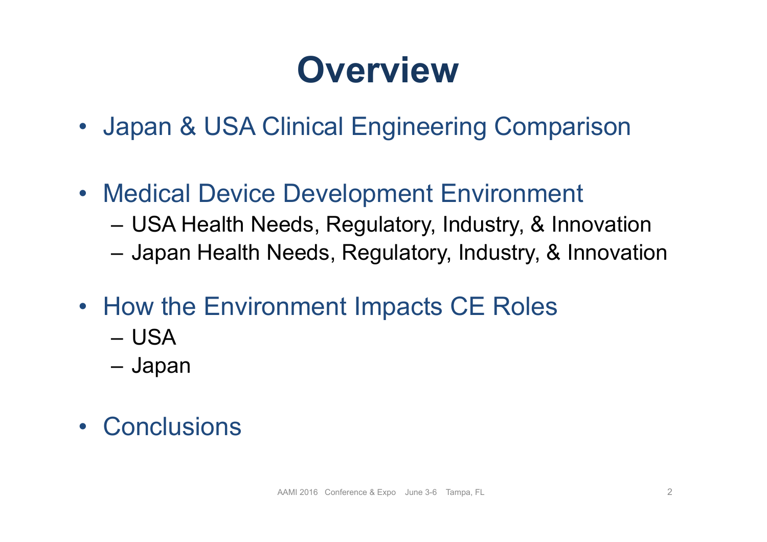# Overview

- Japan & USA Clinical Engineering Comparison
- Medical Device Development Environment
  - USA Health Needs, Regulatory, Industry, & Innovation
  - Japan Health Needs, Regulatory, Industry, & Innovation
- How the Environment Impacts CE Roles
  - USA
  - Japan
- Conclusions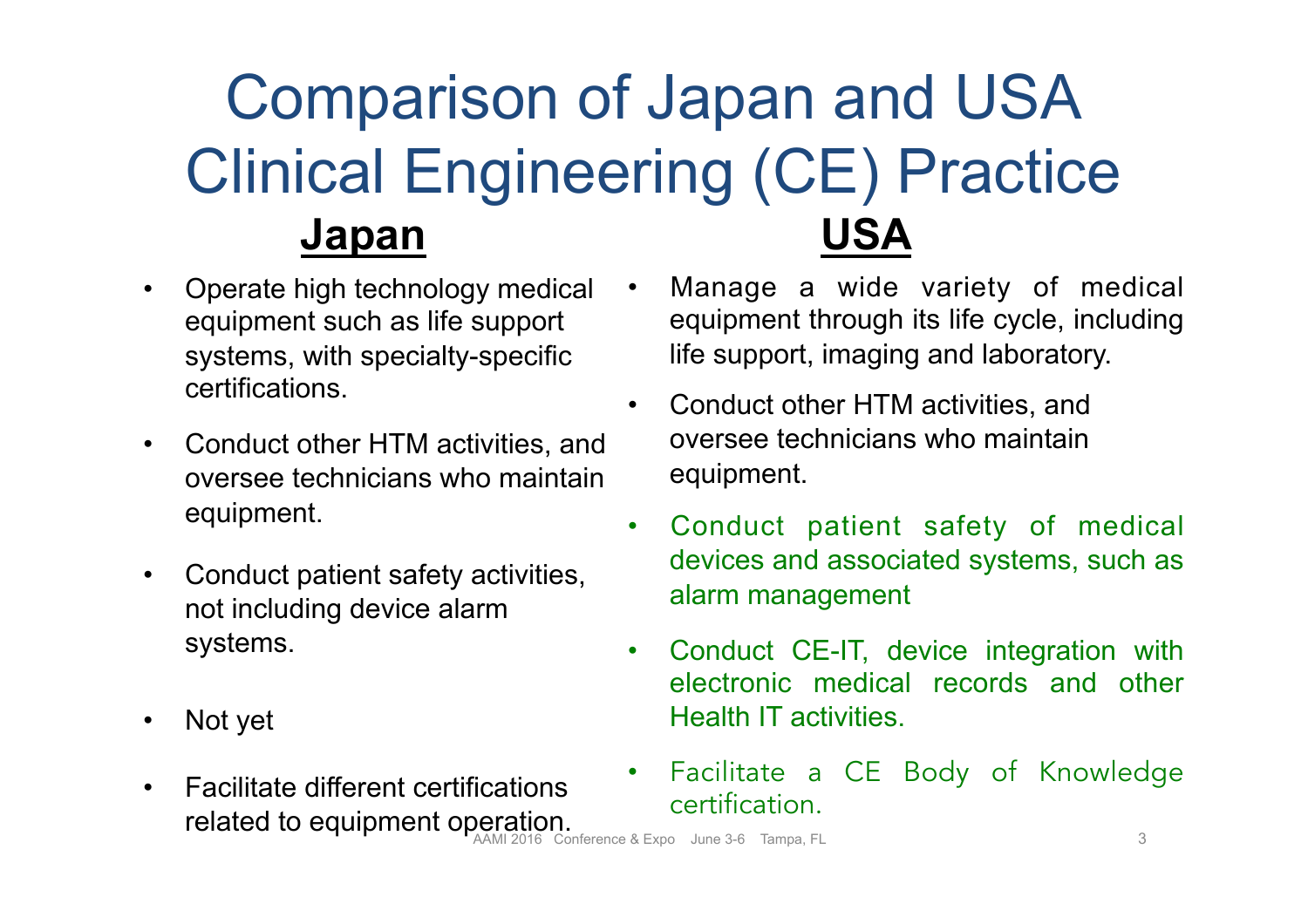# Comparison of Japan and USA Clinical Engineering (CE) Practice

| **Japan** | **USA** |
| --- | --- |
| Operate high technology medical equipment such as life support systems, with specialty-specific certifications. | Manage a wide variety of medical equipment through its life cycle, including life support, imaging and laboratory. |
| Conduct other HTM activities, and oversee technicians who maintain equipment. | Conduct other HTM activities, and oversee technicians who maintain equipment. |
| Conduct patient safety activities, not including device alarm systems. | Conduct patient safety of medical devices and associated systems, such as alarm management |
| Not yet | Conduct CE-IT, device integration with electronic medical records and other Health IT activities. |
| Facilitate different certifications related to equipment operation. | Facilitate a CE Body of Knowledge certification. |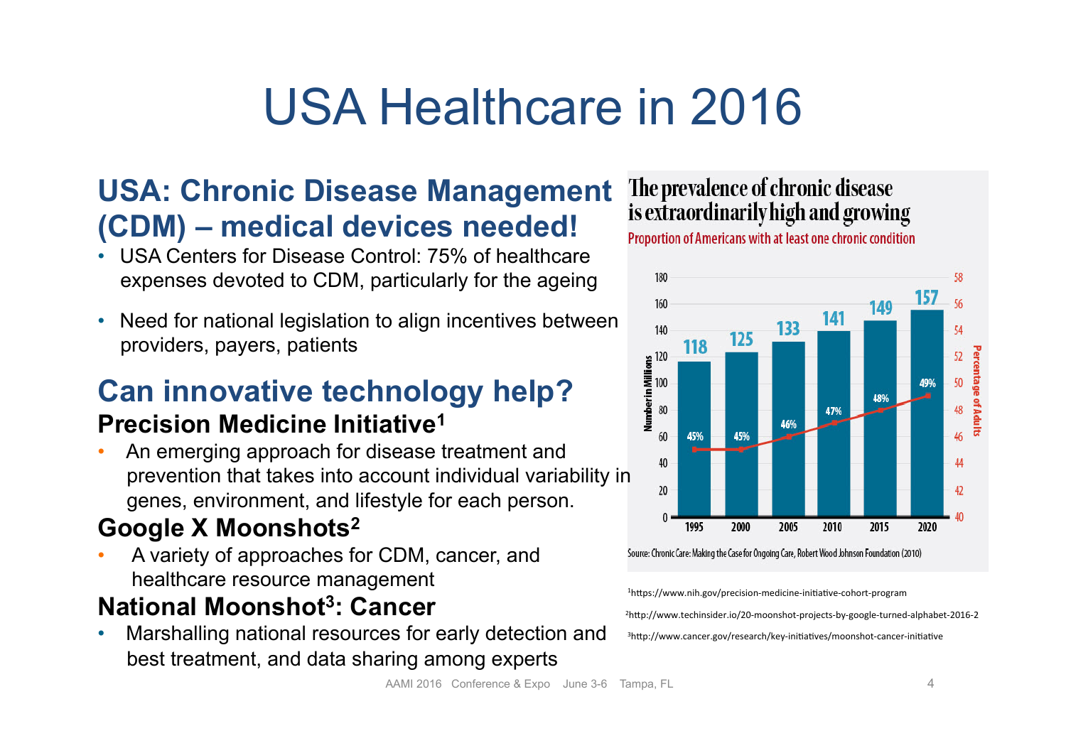# USA Healthcare in 2016

## USA: Chronic Disease Management (CDM) – medical devices needed!

- USA Centers for Disease Control: 75% of healthcare expenses devoted to CDM, particularly for the ageing
- Need for national legislation to align incentives between providers, payers, patients

## Can innovative technology help?

### Precision Medicine Initiative[1]

- An emerging approach for disease treatment and prevention that takes into account individual variability in genes, environment, and lifestyle for each person.

### Google X Moonshots[2]

- A variety of approaches for CDM, cancer, and healthcare resource management

### National Moonshot[3]: Cancer

- Marshalling national resources for early detection and best treatment, and data sharing among experts

**The prevalence of chronic disease is extraordinarily high and growing**

Proportion of Americans with at least one chronic condition

| Year | Number in Millions | Percentage of Adults |
|---|---|---|
| 1995 | 118 | 45% |
| 2000 | 125 | 45% |
| 2005 | 133 | 46% |
| 2010 | 141 | 47% |
| 2015 | 149 | 48% |
| 2020 | 157 | 49% |

Source: Chronic Care: Making the Case for Ongoing Care, Robert Wood Johnson Foundation (2010)

[1] https://www.nih.gov/precision-medicine-initiative-cohort-program

[2] http://www.techinsider.io/20-moonshot-projects-by-google-turned-alphabet-2016-2

[3] http://www.cancer.gov/research/key-initiatives/moonshot-cancer-initiative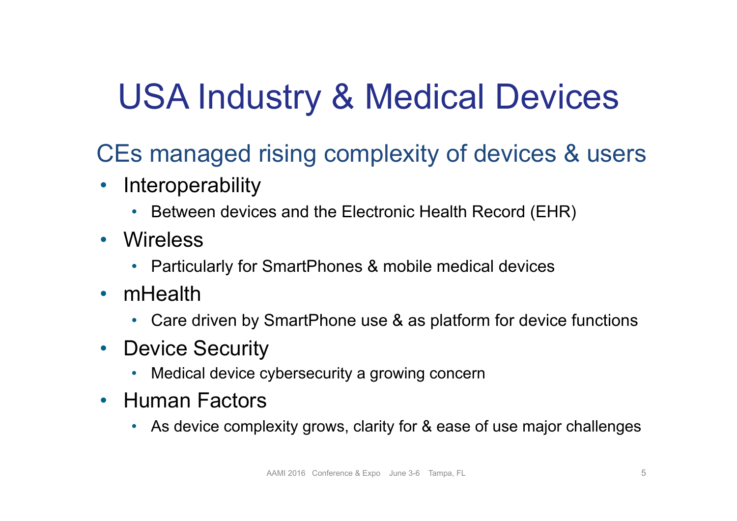# USA Industry & Medical Devices

## CEs managed rising complexity of devices & users

- Interoperability
  - Between devices and the Electronic Health Record (EHR)
- Wireless
  - Particularly for SmartPhones & mobile medical devices
- mHealth
  - Care driven by SmartPhone use & as platform for device functions
- Device Security
  - Medical device cybersecurity a growing concern
- Human Factors
  - As device complexity grows, clarity for & ease of use major challenges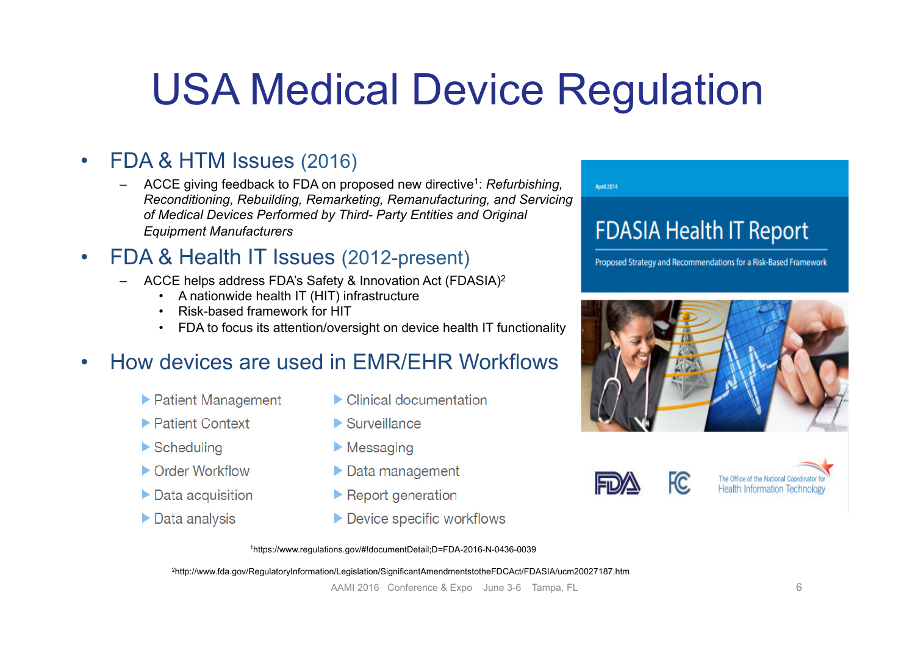# USA Medical Device Regulation

- FDA & HTM Issues (2016)
  - ACCE giving feedback to FDA on proposed new directive[1]: *Refurbishing, Reconditioning, Rebuilding, Remarketing, Remanufacturing, and Servicing of Medical Devices Performed by Third- Party Entities and Original Equipment Manufacturers*
- FDA & Health IT Issues (2012-present)
  - ACCE helps address FDA's Safety & Innovation Act (FDASIA)[2]
    - A nationwide health IT (HIT) infrastructure
    - Risk-based framework for HIT
    - FDA to focus its attention/oversight on device health IT functionality
- How devices are used in EMR/EHR Workflows
  - Patient Management
  - Patient Context
  - Scheduling
  - Order Workflow
  - Data acquisition
  - Data analysis
  - Clinical documentation
  - Surveillance
  - Messaging
  - Data management
  - Report generation
  - Device specific workflows

April 2014

FDASIA Health IT Report

Proposed Strategy and Recommendations for a Risk-Based Framework

FDA FCC The Office of the National Coordinator for Health Information Technology

[1]https://www.regulations.gov/#!documentDetail;D=FDA-2016-N-0436-0039

[2]http://www.fda.gov/RegulatoryInformation/Legislation/SignificantAmendmentstotheFDCAct/FDASIA/ucm20027187.htm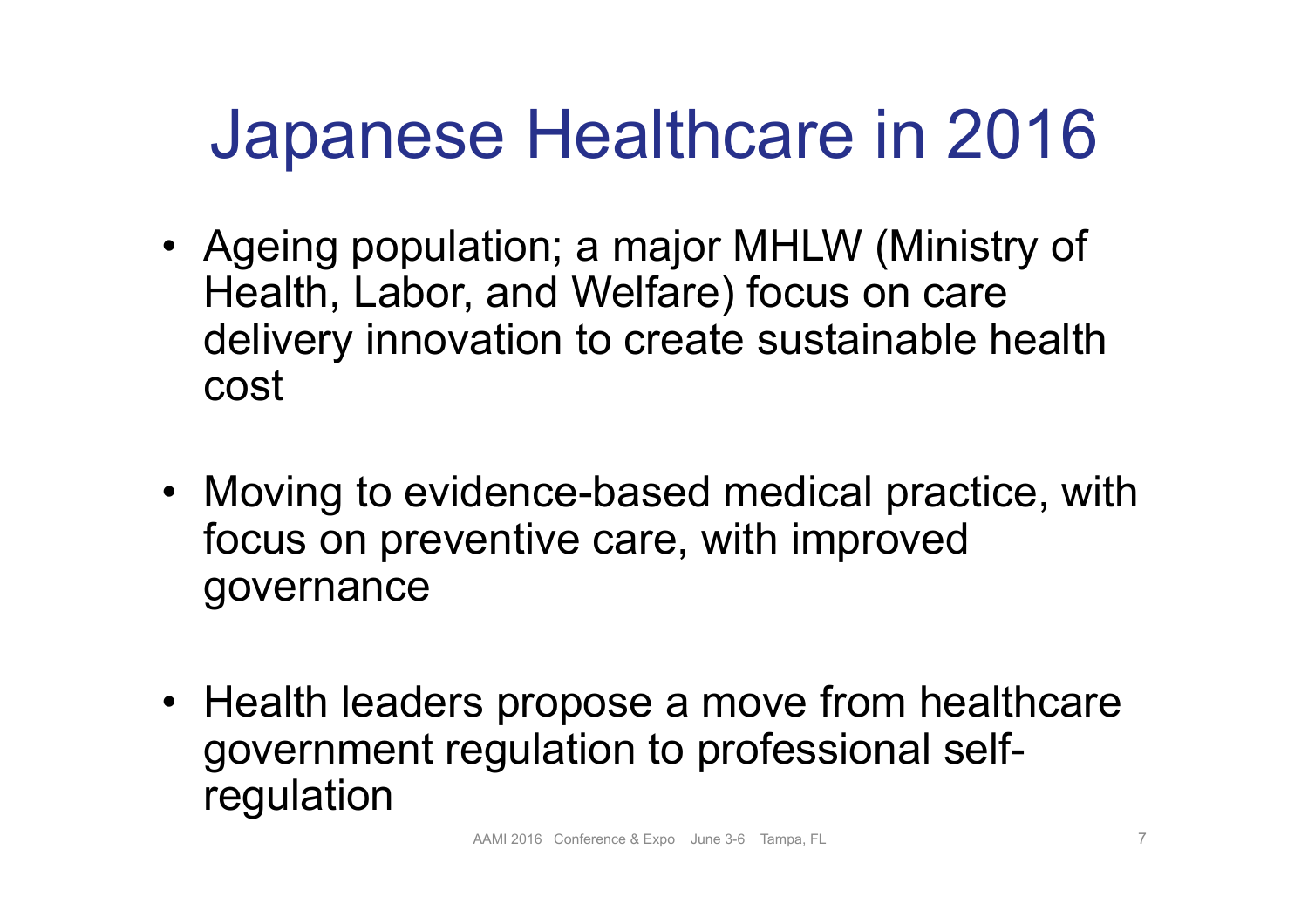# Japanese Healthcare in 2016

- Ageing population; a major MHLW (Ministry of Health, Labor, and Welfare) focus on care delivery innovation to create sustainable health cost

- Moving to evidence-based medical practice, with focus on preventive care, with improved governance

- Health leaders propose a move from healthcare government regulation to professional self-regulation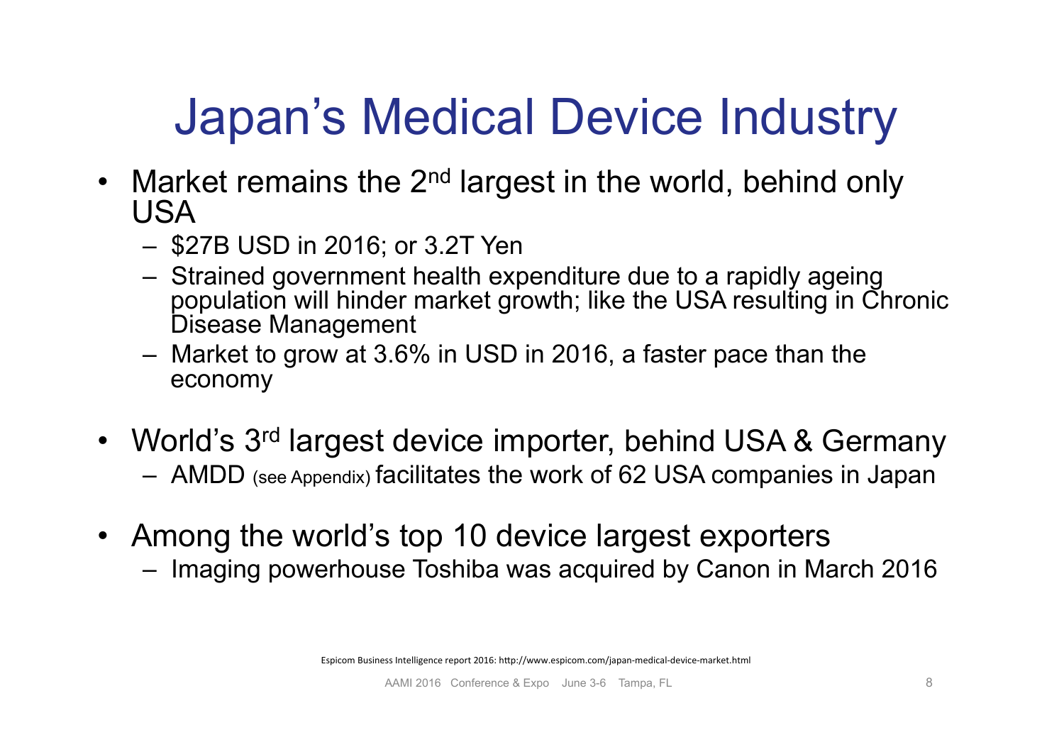# Japan's Medical Device Industry

- Market remains the 2nd largest in the world, behind only USA
  - $27B USD in 2016; or 3.2T Yen
  - Strained government health expenditure due to a rapidly ageing population will hinder market growth; like the USA resulting in Chronic Disease Management
  - Market to grow at 3.6% in USD in 2016, a faster pace than the economy
- World's 3rd largest device importer, behind USA & Germany
  - AMDD (see Appendix) facilitates the work of 62 USA companies in Japan
- Among the world's top 10 device largest exporters
  - Imaging powerhouse Toshiba was acquired by Canon in March 2016

Espicom Business Intelligence report 2016: http://www.espicom.com/japan-medical-device-market.html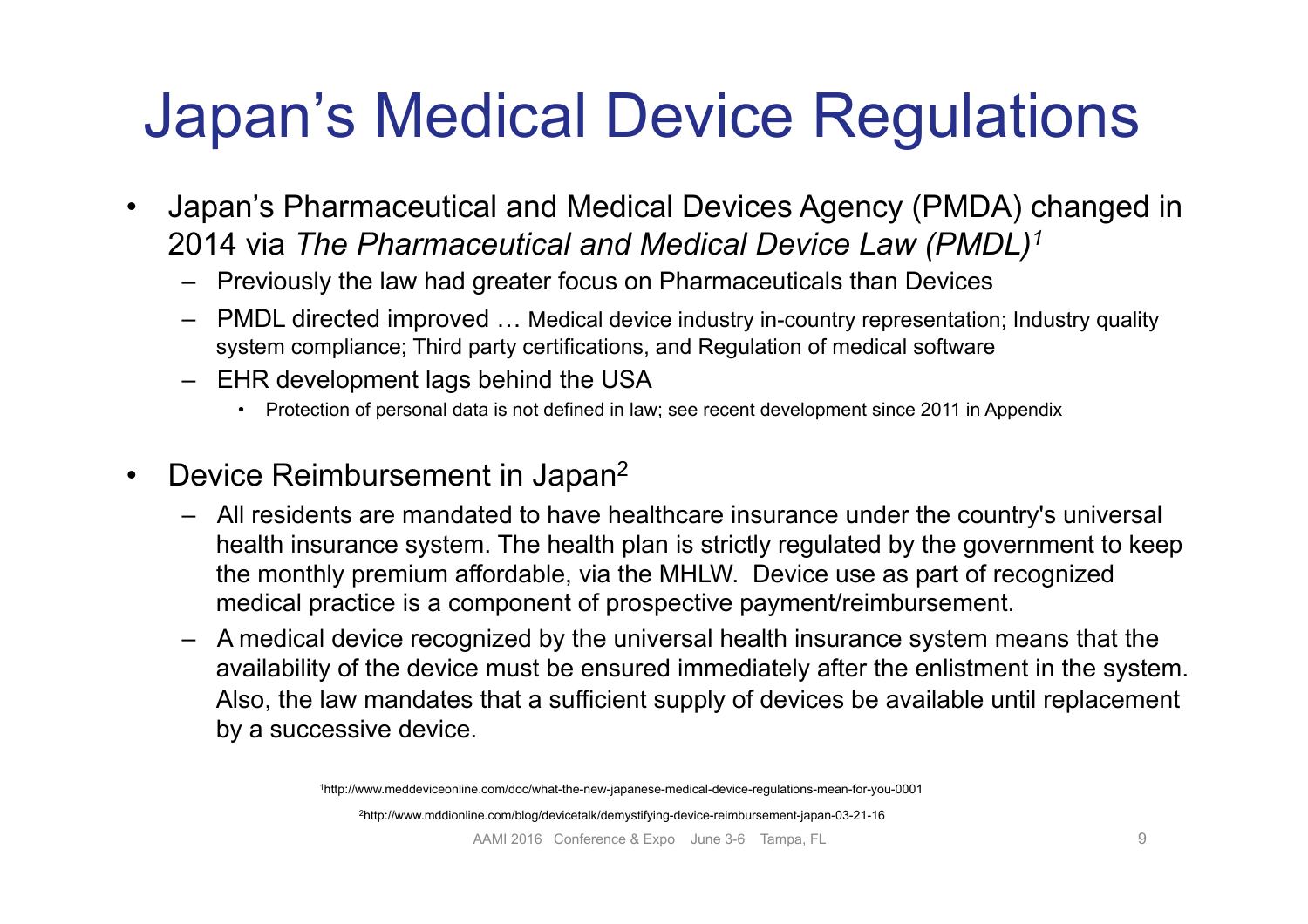# Japan's Medical Device Regulations

- Japan's Pharmaceutical and Medical Devices Agency (PMDA) changed in 2014 via *The Pharmaceutical and Medical Device Law (PMDL)*[1]
  - Previously the law had greater focus on Pharmaceuticals than Devices
  - PMDL directed improved … Medical device industry in-country representation; Industry quality system compliance; Third party certifications, and Regulation of medical software
  - EHR development lags behind the USA
    - Protection of personal data is not defined in law; see recent development since 2011 in Appendix
- Device Reimbursement in Japan[2]
  - All residents are mandated to have healthcare insurance under the country's universal health insurance system. The health plan is strictly regulated by the government to keep the monthly premium affordable, via the MHLW. Device use as part of recognized medical practice is a component of prospective payment/reimbursement.
  - A medical device recognized by the universal health insurance system means that the availability of the device must be ensured immediately after the enlistment in the system. Also, the law mandates that a sufficient supply of devices be available until replacement by a successive device.

[1] http://www.meddeviceonline.com/doc/what-the-new-japanese-medical-device-regulations-mean-for-you-0001

[2] http://www.mddionline.com/blog/devicetalk/demystifying-device-reimbursement-japan-03-21-16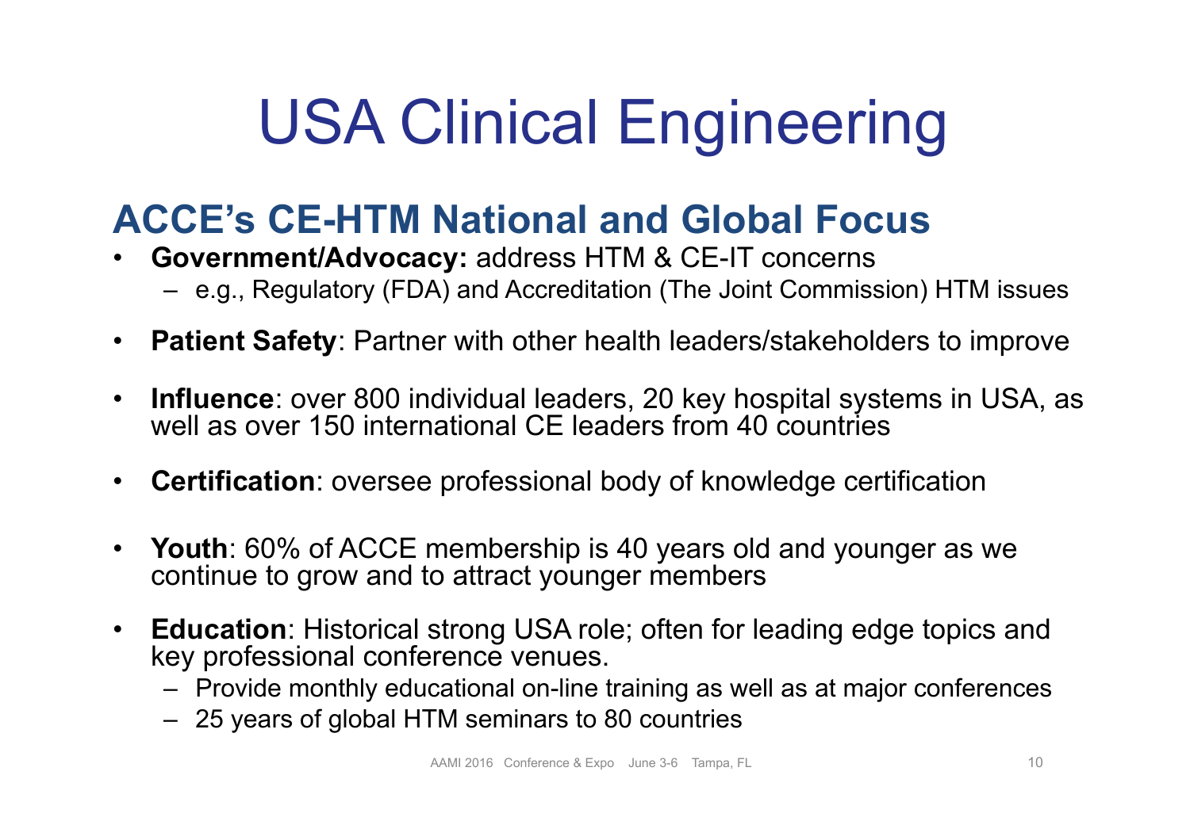# USA Clinical Engineering

## ACCE's CE-HTM National and Global Focus

- **Government/Advocacy:** address HTM & CE-IT concerns
  - e.g., Regulatory (FDA) and Accreditation (The Joint Commission) HTM issues
- **Patient Safety**: Partner with other health leaders/stakeholders to improve
- **Influence**: over 800 individual leaders, 20 key hospital systems in USA, as well as over 150 international CE leaders from 40 countries
- **Certification**: oversee professional body of knowledge certification
- **Youth**: 60% of ACCE membership is 40 years old and younger as we continue to grow and to attract younger members
- **Education**: Historical strong USA role; often for leading edge topics and key professional conference venues.
  - Provide monthly educational on-line training as well as at major conferences
  - 25 years of global HTM seminars to 80 countries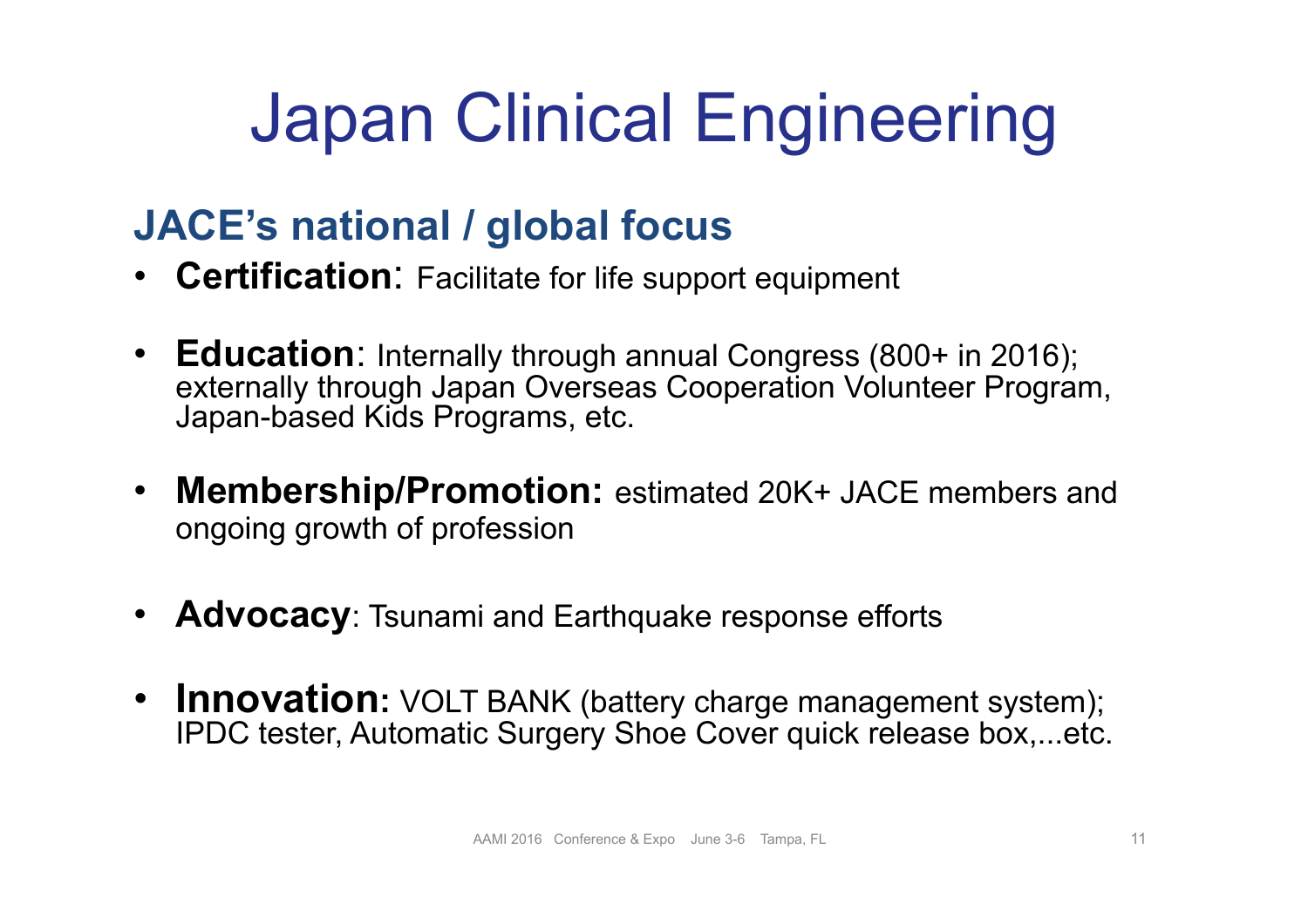# Japan Clinical Engineering

## JACE's national / global focus

- **Certification**: Facilitate for life support equipment
- **Education**: Internally through annual Congress (800+ in 2016); externally through Japan Overseas Cooperation Volunteer Program, Japan-based Kids Programs, etc.
- **Membership/Promotion:** estimated 20K+ JACE members and ongoing growth of profession
- **Advocacy**: Tsunami and Earthquake response efforts
- **Innovation:** VOLT BANK (battery charge management system); IPDC tester, Automatic Surgery Shoe Cover quick release box,...etc.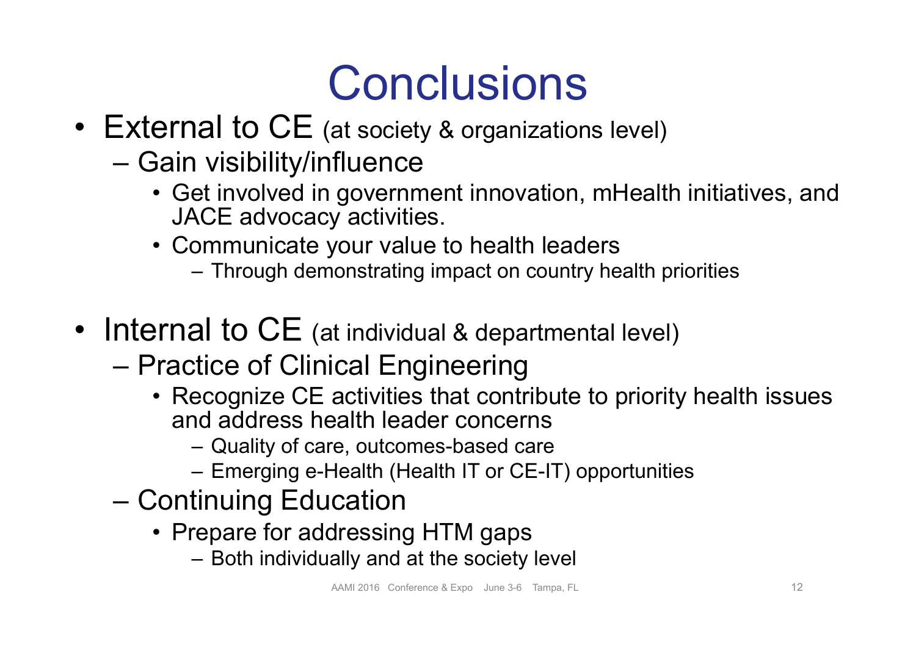# Conclusions

- External to CE (at society & organizations level)
  - Gain visibility/influence
    - Get involved in government innovation, mHealth initiatives, and JACE advocacy activities.
    - Communicate your value to health leaders
      - Through demonstrating impact on country health priorities
- Internal to CE (at individual & departmental level)
  - Practice of Clinical Engineering
    - Recognize CE activities that contribute to priority health issues and address health leader concerns
      - Quality of care, outcomes-based care
      - Emerging e-Health (Health IT or CE-IT) opportunities
  - Continuing Education
    - Prepare for addressing HTM gaps
      - Both individually and at the society level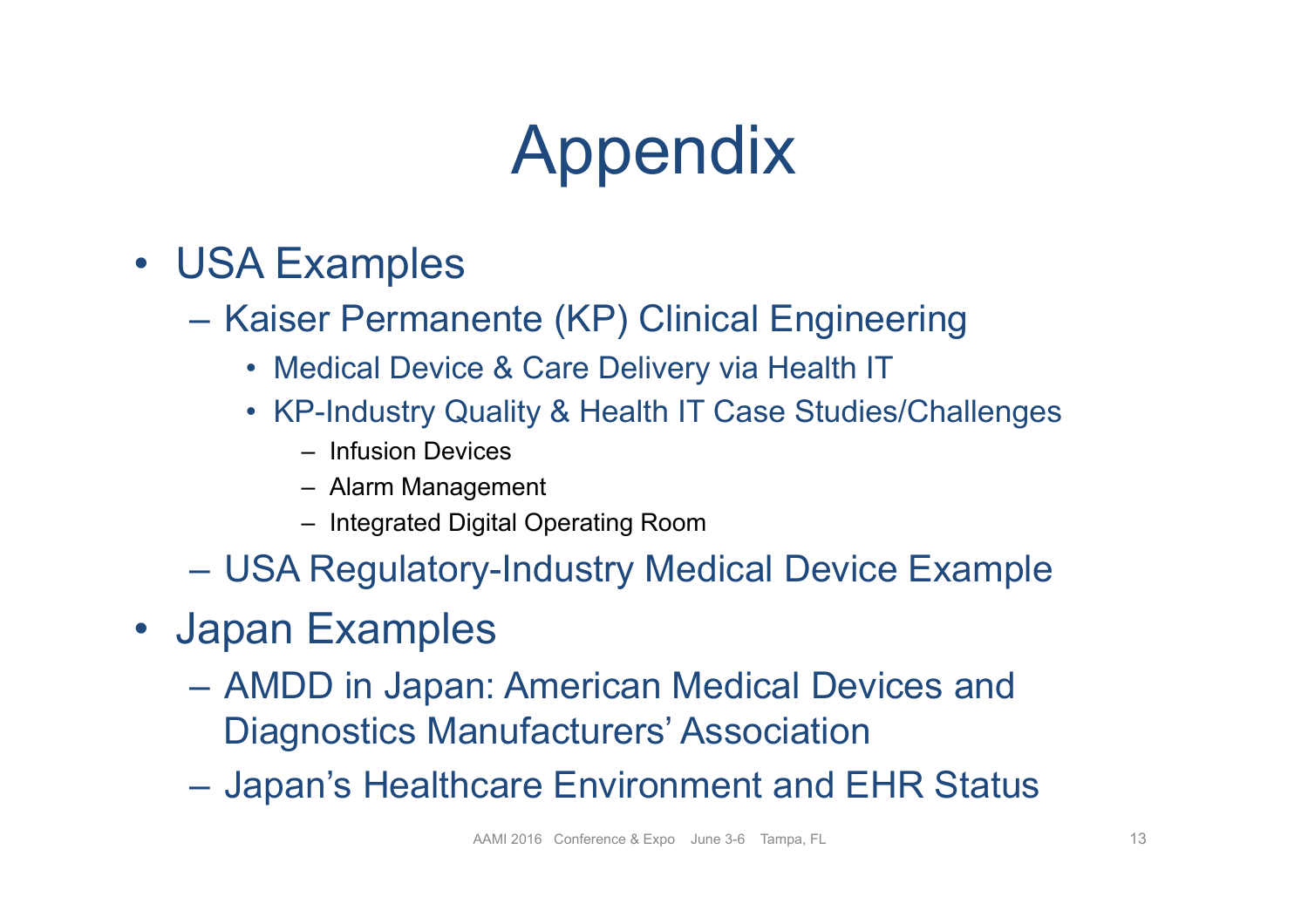# Appendix

- USA Examples
  - Kaiser Permanente (KP) Clinical Engineering
    - Medical Device & Care Delivery via Health IT
    - KP-Industry Quality & Health IT Case Studies/Challenges
      - Infusion Devices
      - Alarm Management
      - Integrated Digital Operating Room
  - USA Regulatory-Industry Medical Device Example
- Japan Examples
  - AMDD in Japan: American Medical Devices and Diagnostics Manufacturers' Association
  - Japan's Healthcare Environment and EHR Status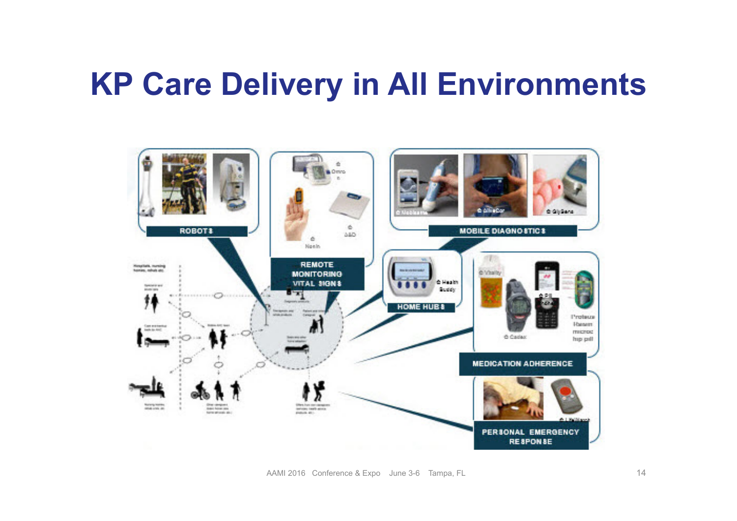# KP Care Delivery in All Environments

ROBOTS

REMOTE MONITORING VITAL SIGNS

MOBILE DIAGNOSTICS

HOME HUBS

MEDICATION ADHERENCE

PERSONAL EMERGENCY RESPONSE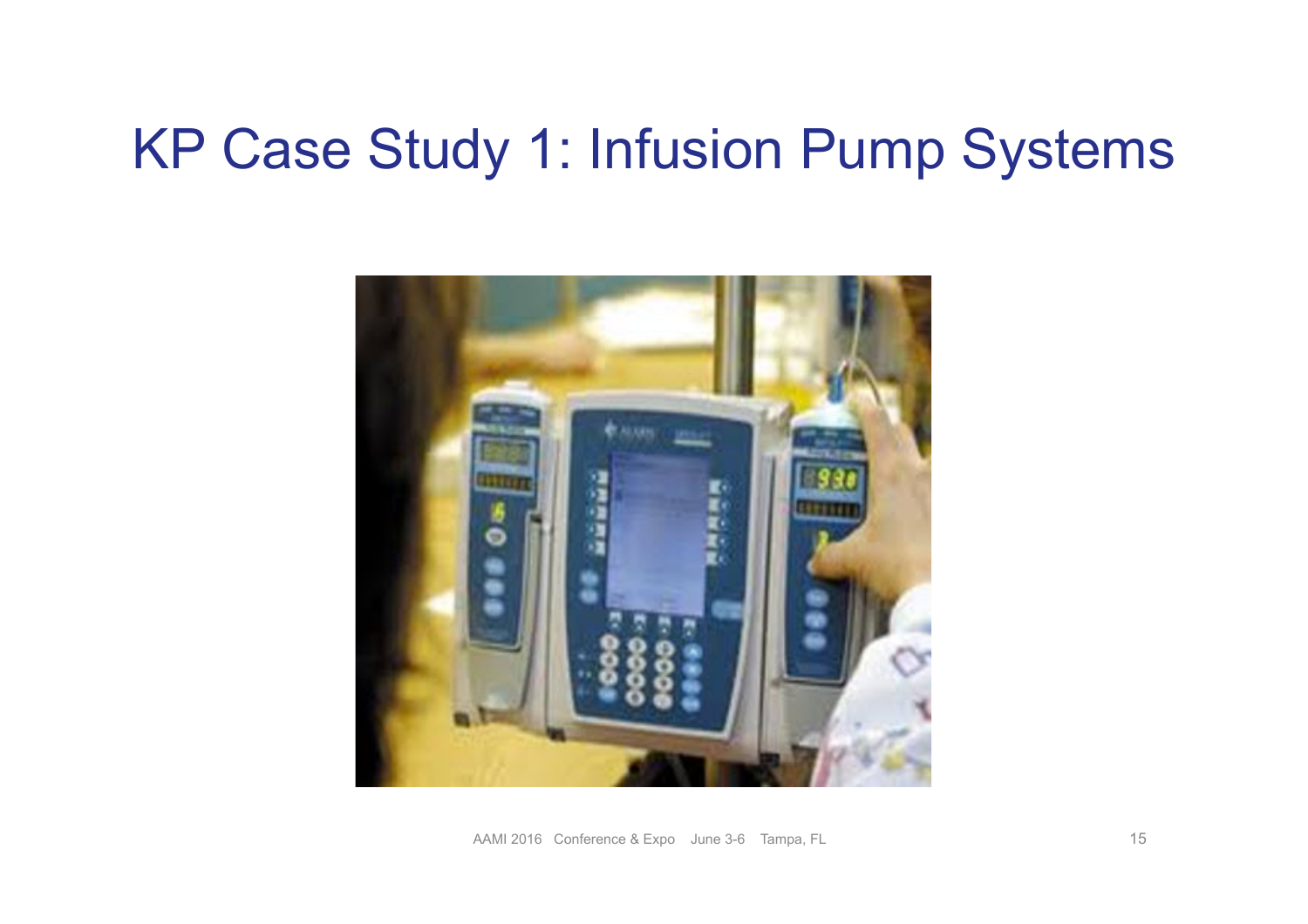# KP Case Study 1: Infusion Pump Systems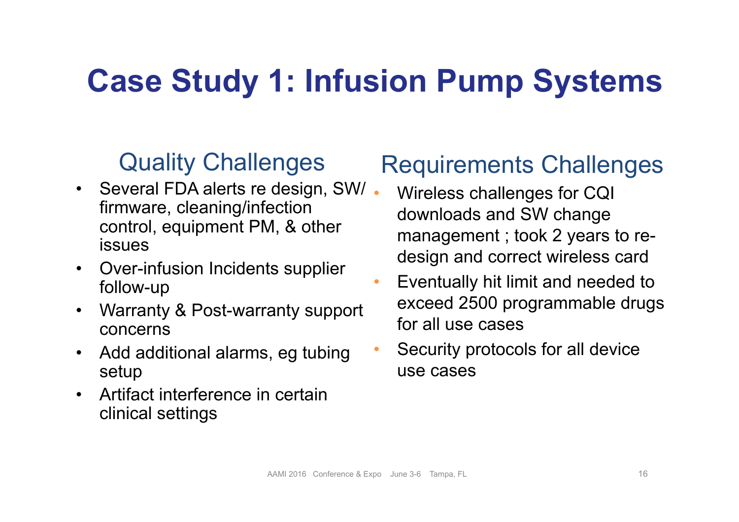# Case Study 1: Infusion Pump Systems

## Quality Challenges

- Several FDA alerts re design, SW/ firmware, cleaning/infection control, equipment PM, & other issues
- Over-infusion Incidents supplier follow-up
- Warranty & Post-warranty support concerns
- Add additional alarms, eg tubing setup
- Artifact interference in certain clinical settings

## Requirements Challenges

- Wireless challenges for CQI downloads and SW change management ; took 2 years to re-design and correct wireless card
- Eventually hit limit and needed to exceed 2500 programmable drugs for all use cases
- Security protocols for all device use cases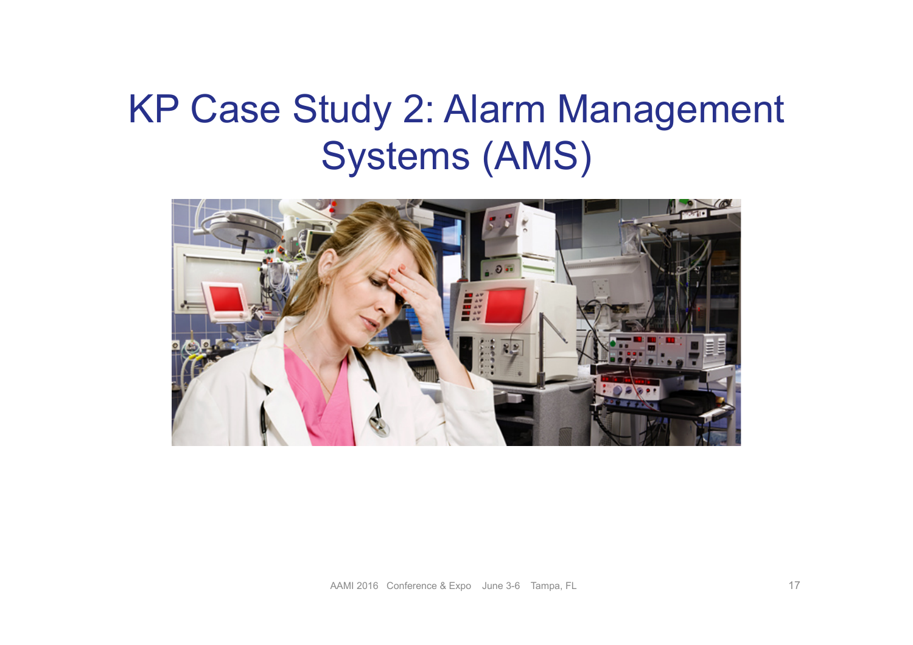# KP Case Study 2: Alarm Management Systems (AMS)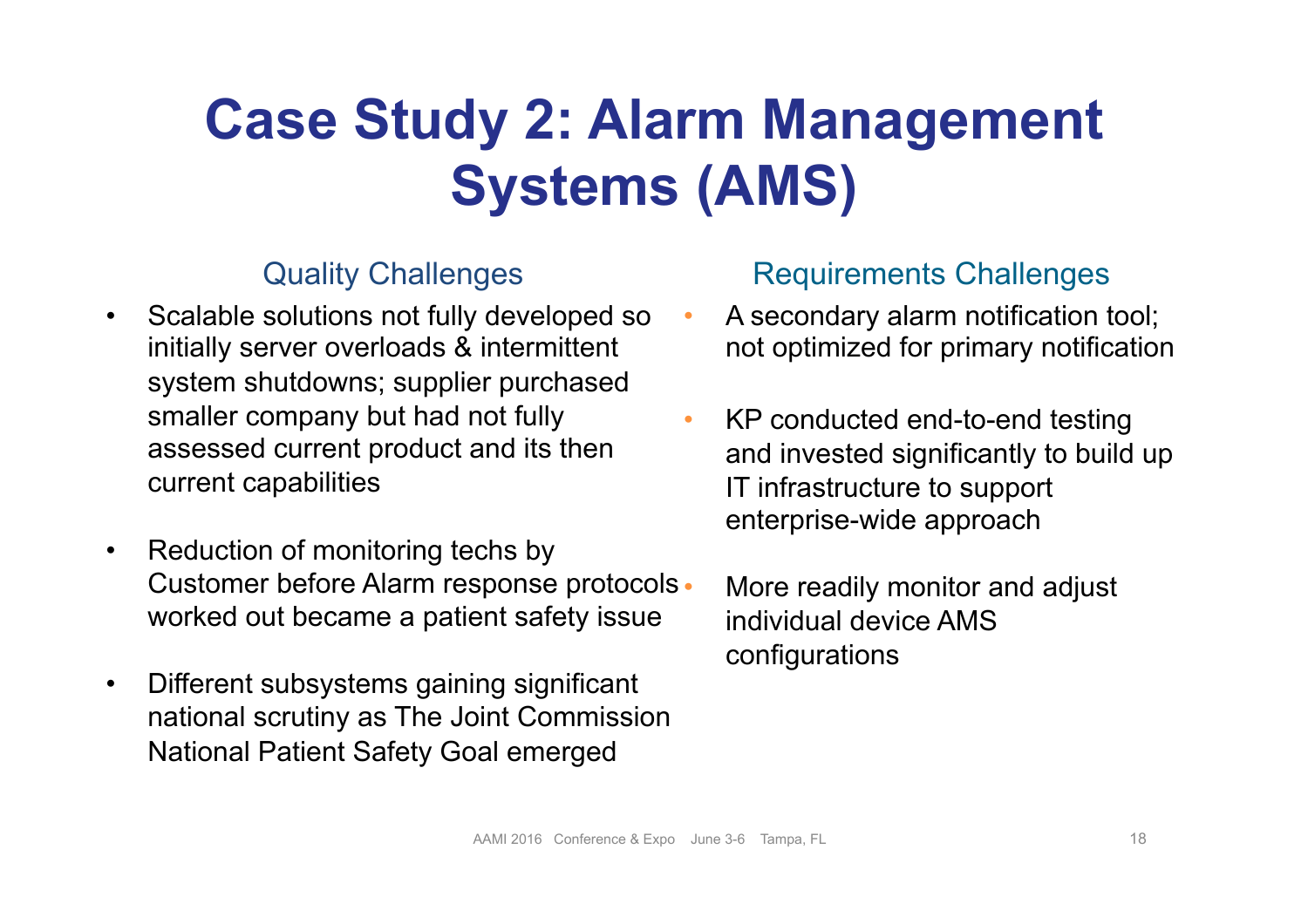# Case Study 2: Alarm Management Systems (AMS)

## Quality Challenges

- Scalable solutions not fully developed so initially server overloads & intermittent system shutdowns; supplier purchased smaller company but had not fully assessed current product and its then current capabilities
- Reduction of monitoring techs by Customer before Alarm response protocols worked out became a patient safety issue
- Different subsystems gaining significant national scrutiny as The Joint Commission National Patient Safety Goal emerged

## Requirements Challenges

- A secondary alarm notification tool; not optimized for primary notification
- KP conducted end-to-end testing and invested significantly to build up IT infrastructure to support enterprise-wide approach
- More readily monitor and adjust individual device AMS configurations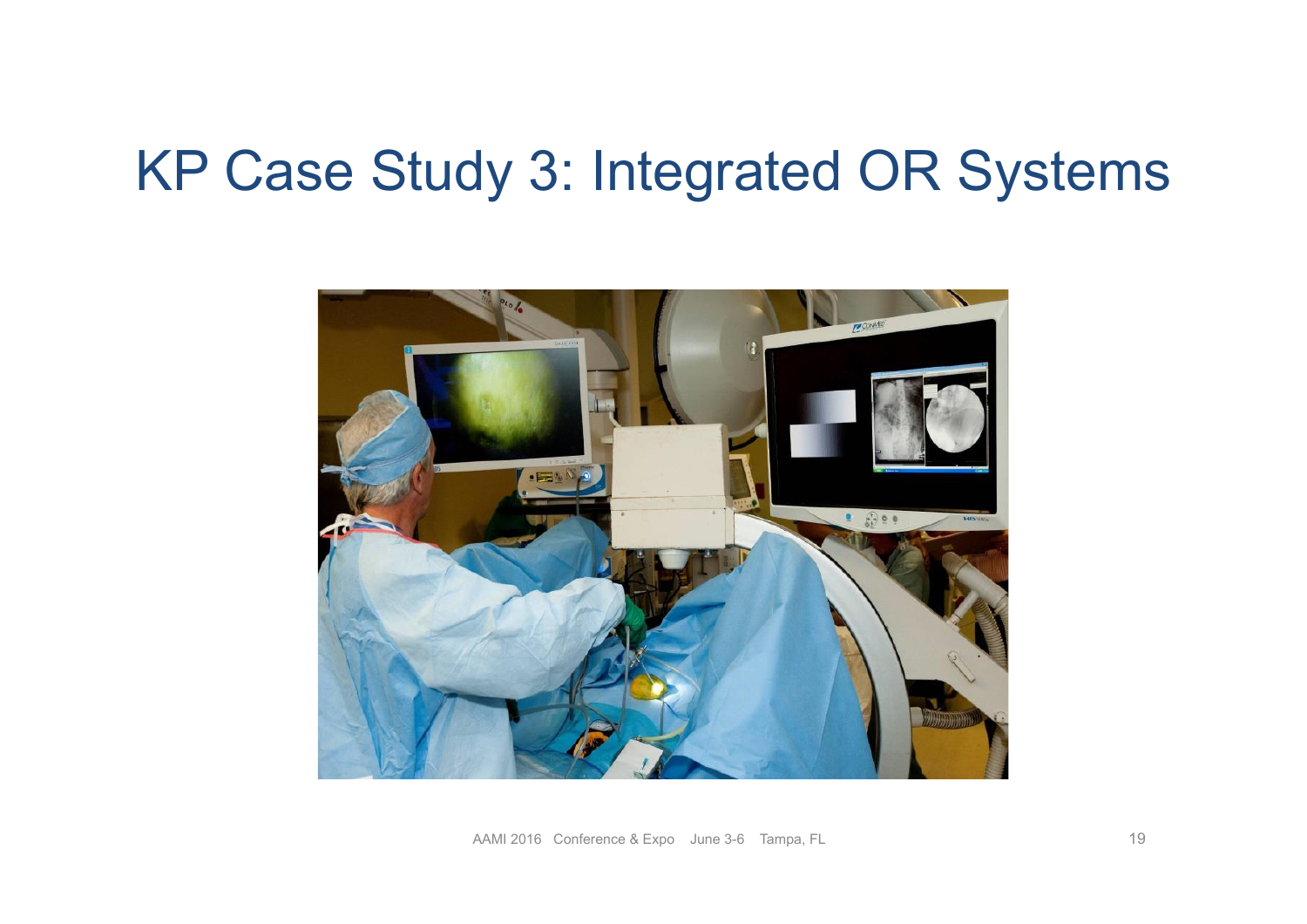# KP Case Study 3: Integrated OR Systems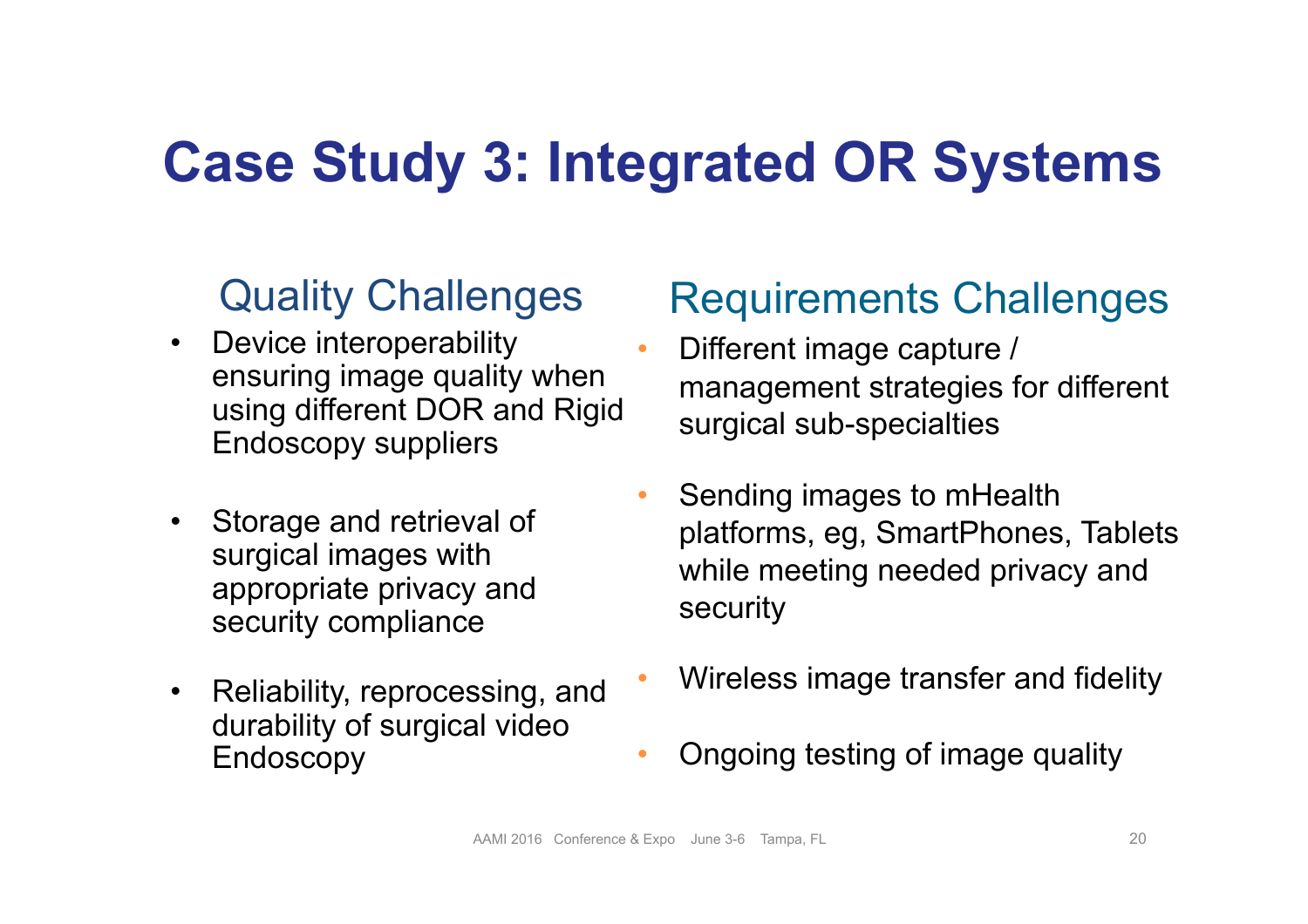# Case Study 3: Integrated OR Systems

## Quality Challenges

- Device interoperability ensuring image quality when using different DOR and Rigid Endoscopy suppliers
- Storage and retrieval of surgical images with appropriate privacy and security compliance
- Reliability, reprocessing, and durability of surgical video Endoscopy

## Requirements Challenges

- Different image capture / management strategies for different surgical sub-specialties
- Sending images to mHealth platforms, eg, SmartPhones, Tablets while meeting needed privacy and security
- Wireless image transfer and fidelity
- Ongoing testing of image quality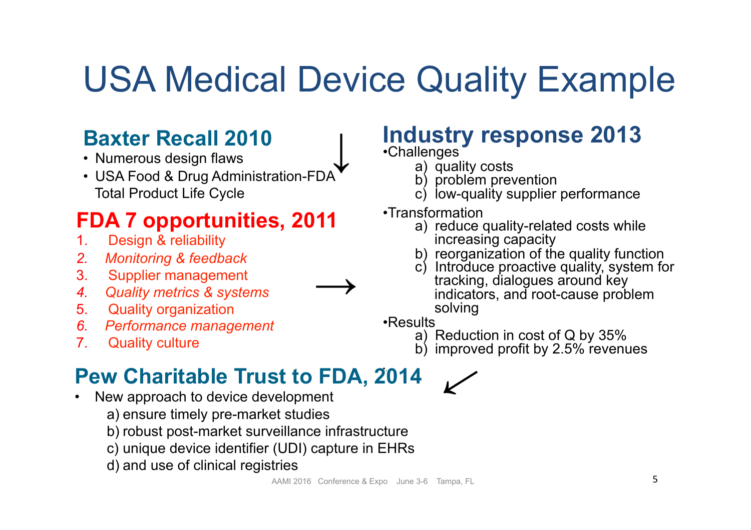# USA Medical Device Quality Example

## Baxter Recall 2010

- Numerous design flaws
- USA Food & Drug Administration-FDA Total Product Life Cycle

## FDA 7 opportunities, 2011

1. Design & reliability
2. *Monitoring & feedback*
3. Supplier management
4. *Quality metrics & systems*
5. Quality organization
6. *Performance management*
7. Quality culture

## Industry response 2013

- Challenges
  - a) quality costs
  - b) problem prevention
  - c) low-quality supplier performance
- Transformation
  - a) reduce quality-related costs while increasing capacity
  - b) reorganization of the quality function
  - c) Introduce proactive quality, system for tracking, dialogues around key indicators, and root-cause problem solving
- Results
  - a) Reduction in cost of Q by 35%
  - b) improved profit by 2.5% revenues

## Pew Charitable Trust to FDA, 2014

- New approach to device development
  - a) ensure timely pre-market studies
  - b) robust post-market surveillance infrastructure
  - c) unique device identifier (UDI) capture in EHRs
  - d) and use of clinical registries

AAMI 2016 Conference & Expo June 3-6 Tampa, FL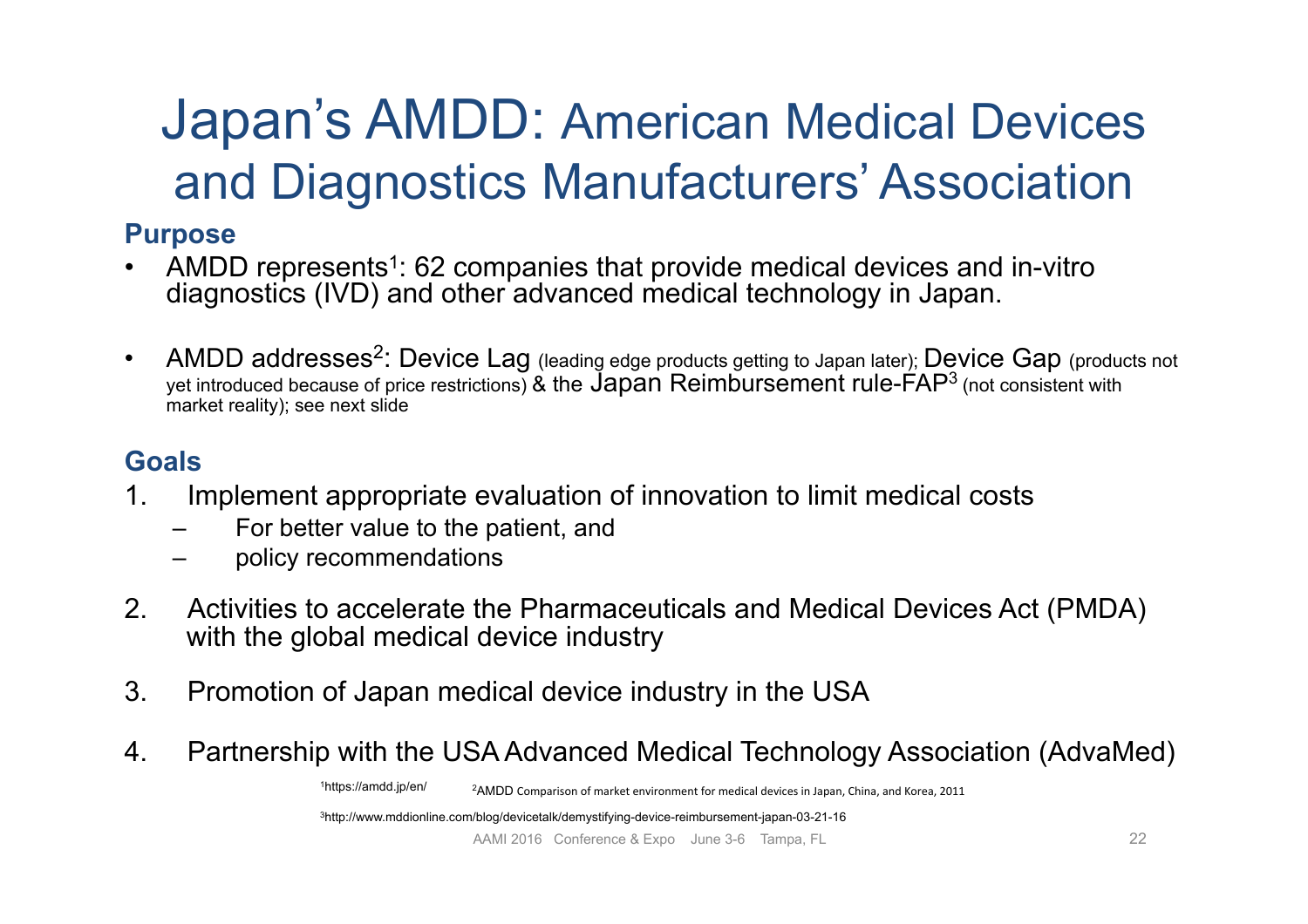# Japan's AMDD: American Medical Devices and Diagnostics Manufacturers' Association

**Purpose**

- AMDD represents[1]: 62 companies that provide medical devices and in-vitro diagnostics (IVD) and other advanced medical technology in Japan.
- AMDD addresses[2]: Device Lag (leading edge products getting to Japan later); Device Gap (products not yet introduced because of price restrictions) & the Japan Reimbursement rule-FAP[3] (not consistent with market reality); see next slide

**Goals**

1. Implement appropriate evaluation of innovation to limit medical costs
   - For better value to the patient, and
   - policy recommendations
2. Activities to accelerate the Pharmaceuticals and Medical Devices Act (PMDA) with the global medical device industry
3. Promotion of Japan medical device industry in the USA
4. Partnership with the USA Advanced Medical Technology Association (AdvaMed)

[1]https://amdd.jp/en/ [2]AMDD Comparison of market environment for medical devices in Japan, China, and Korea, 2011

[3]http://www.mddionline.com/blog/devicetalk/demystifying-device-reimbursement-japan-03-21-16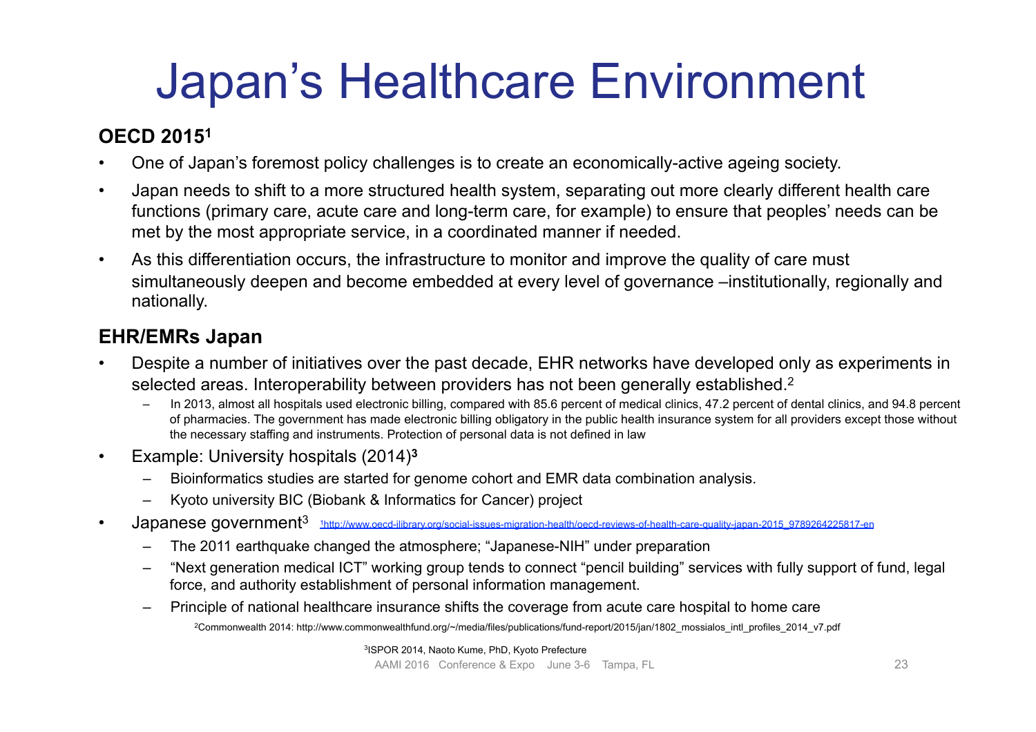# Japan's Healthcare Environment

**OECD 2015[1]**

- One of Japan's foremost policy challenges is to create an economically-active ageing society.
- Japan needs to shift to a more structured health system, separating out more clearly different health care functions (primary care, acute care and long-term care, for example) to ensure that peoples' needs can be met by the most appropriate service, in a coordinated manner if needed.
- As this differentiation occurs, the infrastructure to monitor and improve the quality of care must simultaneously deepen and become embedded at every level of governance –institutionally, regionally and nationally.

**EHR/EMRs Japan**

- Despite a number of initiatives over the past decade, EHR networks have developed only as experiments in selected areas. Interoperability between providers has not been generally established.[2]
  - In 2013, almost all hospitals used electronic billing, compared with 85.6 percent of medical clinics, 47.2 percent of dental clinics, and 94.8 percent of pharmacies. The government has made electronic billing obligatory in the public health insurance system for all providers except those without the necessary staffing and instruments. Protection of personal data is not defined in law
- Example: University hospitals (2014)[3]
  - Bioinformatics studies are started for genome cohort and EMR data combination analysis.
  - Kyoto university BIC (Biobank & Informatics for Cancer) project
- Japanese government[3]
  - The 2011 earthquake changed the atmosphere; "Japanese-NIH" under preparation
  - "Next generation medical ICT" working group tends to connect "pencil building" services with fully support of fund, legal force, and authority establishment of personal information management.
  - Principle of national healthcare insurance shifts the coverage from acute care hospital to home care

[1] http://www.oecd-ilibrary.org/social-issues-migration-health/oecd-reviews-of-health-care-quality-japan-2015_9789264225817-en

[2] Commonwealth 2014: http://www.commonwealthfund.org/~/media/files/publications/fund-report/2015/jan/1802_mossialos_intl_profiles_2014_v7.pdf

[3] ISPOR 2014, Naoto Kume, PhD, Kyoto Prefecture